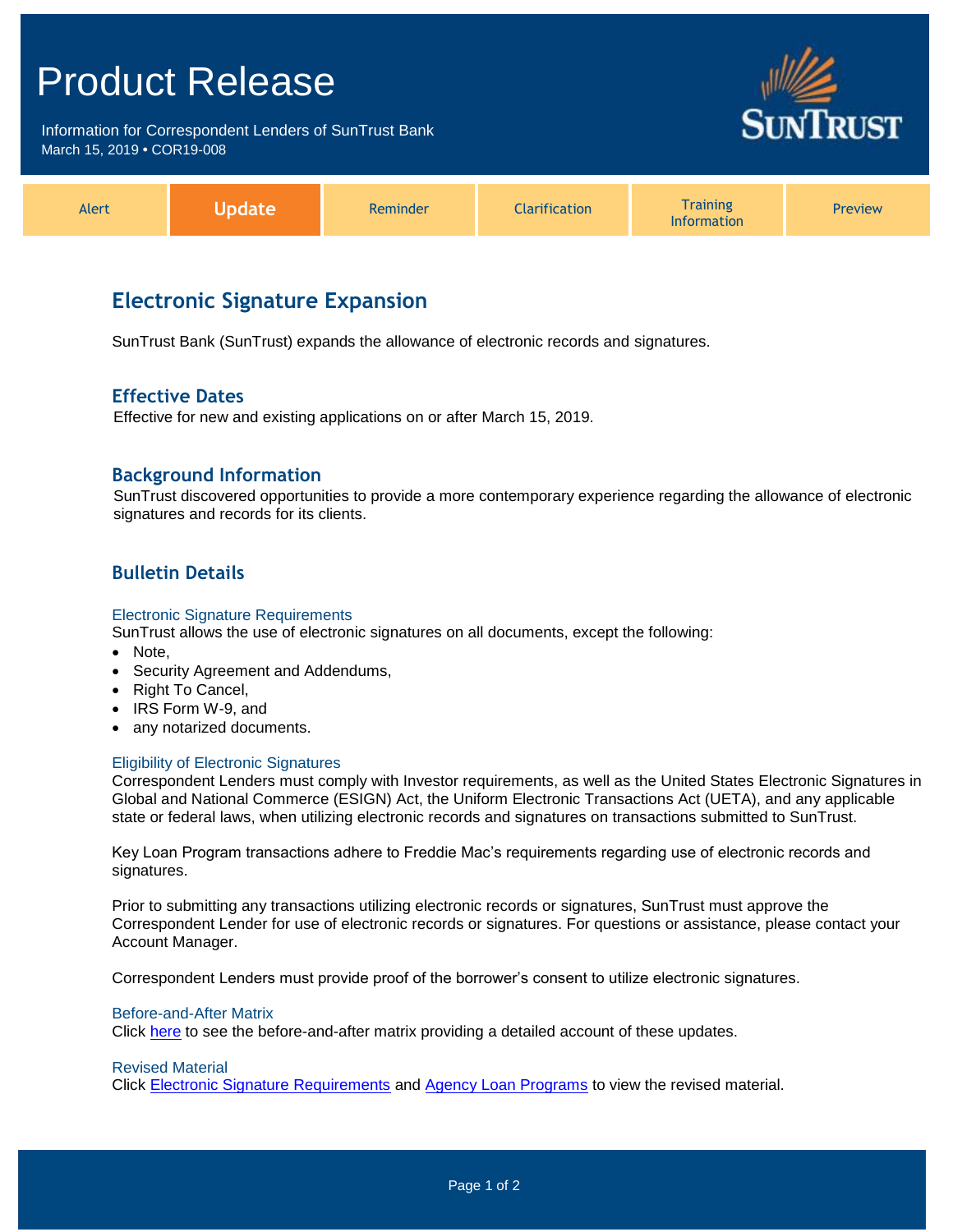# Product Release

Information for Correspondent Lenders of SunTrust Bank
March 15, 2019 • COR19-008

| Alert | **Update** | Reminder | Clarification | Training Information | Preview |
|---|---|---|---|---|---|

## Electronic Signature Expansion

SunTrust Bank (SunTrust) expands the allowance of electronic records and signatures.

### Effective Dates

Effective for new and existing applications on or after March 15, 2019.

### Background Information

SunTrust discovered opportunities to provide a more contemporary experience regarding the allowance of electronic signatures and records for its clients.

### Bulletin Details

#### Electronic Signature Requirements

SunTrust allows the use of electronic signatures on all documents, except the following:

- Note,
- Security Agreement and Addendums,
- Right To Cancel,
- IRS Form W-9, and
- any notarized documents.

#### Eligibility of Electronic Signatures

Correspondent Lenders must comply with Investor requirements, as well as the United States Electronic Signatures in Global and National Commerce (ESIGN) Act, the Uniform Electronic Transactions Act (UETA), and any applicable state or federal laws, when utilizing electronic records and signatures on transactions submitted to SunTrust.

Key Loan Program transactions adhere to Freddie Mac's requirements regarding use of electronic records and signatures.

Prior to submitting any transactions utilizing electronic records or signatures, SunTrust must approve the Correspondent Lender for use of electronic records or signatures. For questions or assistance, please contact your Account Manager.

Correspondent Lenders must provide proof of the borrower's consent to utilize electronic signatures.

#### Before-and-After Matrix

Click here to see the before-and-after matrix providing a detailed account of these updates.

#### Revised Material

Click Electronic Signature Requirements and Agency Loan Programs to view the revised material.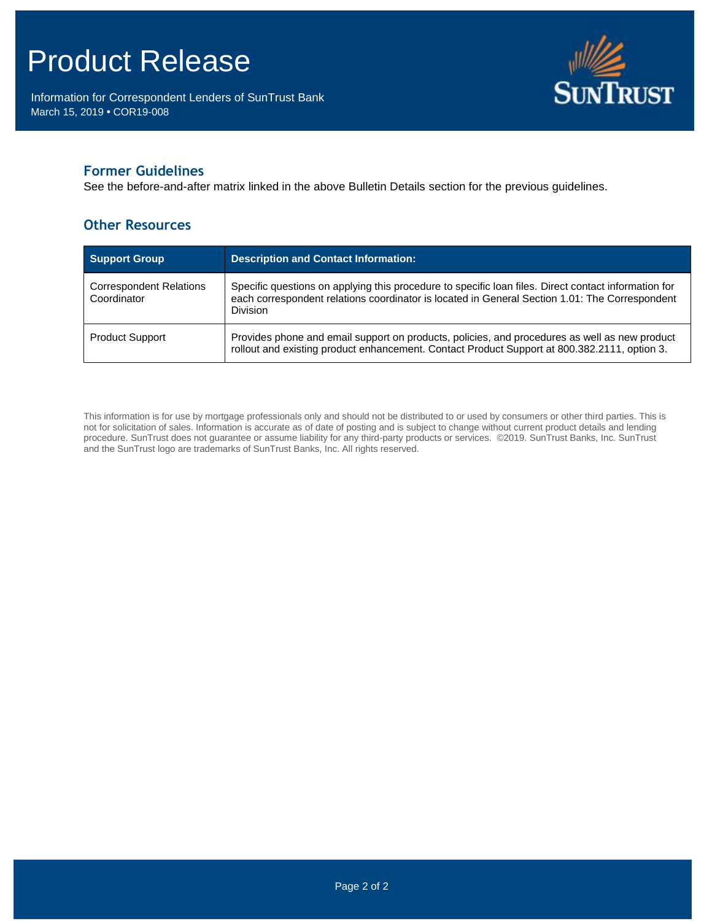## Former Guidelines

See the before-and-after matrix linked in the above Bulletin Details section for the previous guidelines.

## Other Resources

| Support Group | Description and Contact Information: |
| --- | --- |
| Correspondent Relations Coordinator | Specific questions on applying this procedure to specific loan files. Direct contact information for each correspondent relations coordinator is located in General Section 1.01: The Correspondent Division |
| Product Support | Provides phone and email support on products, policies, and procedures as well as new product rollout and existing product enhancement. Contact Product Support at 800.382.2111, option 3. |

This information is for use by mortgage professionals only and should not be distributed to or used by consumers or other third parties. This is not for solicitation of sales. Information is accurate as of date of posting and is subject to change without current product details and lending procedure. SunTrust does not guarantee or assume liability for any third-party products or services. ©2019. SunTrust Banks, Inc. SunTrust and the SunTrust logo are trademarks of SunTrust Banks, Inc. All rights reserved.